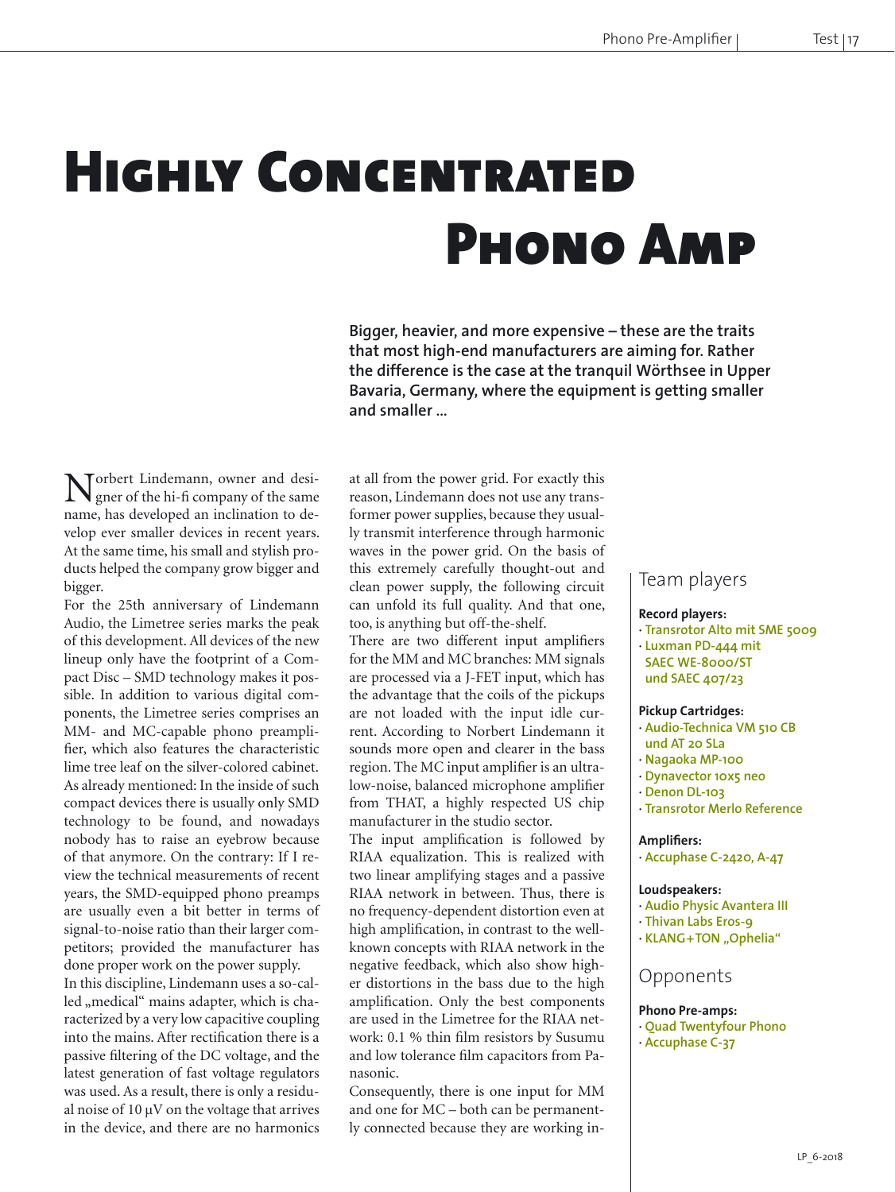# Highly Concentrated Phono Amp

**Bigger, heavier, and more expensive – these are the traits that most high-end manufacturers are aiming for. Rather the difference is the case at the tranquil Wörthsee in Upper Bavaria, Germany, where the equipment is getting smaller and smaller ...**

Norbert Lindemann, owner and designer of the hi-fi company of the same name, has developed an inclination to develop ever smaller devices in recent years. At the same time, his small and stylish products helped the company grow bigger and bigger.

For the 25th anniversary of Lindemann Audio, the Limetree series marks the peak of this development. All devices of the new lineup only have the footprint of a Compact Disc – SMD technology makes it possible. In addition to various digital components, the Limetree series comprises an MM- and MC-capable phono preamplifier, which also features the characteristic lime tree leaf on the silver-colored cabinet. As already mentioned: In the inside of such compact devices there is usually only SMD technology to be found, and nowadays nobody has to raise an eyebrow because of that anymore. On the contrary: If I review the technical measurements of recent years, the SMD-equipped phono preamps are usually even a bit better in terms of signal-to-noise ratio than their larger competitors; provided the manufacturer has done proper work on the power supply.

In this discipline, Lindemann uses a so-called „medical" mains adapter, which is characterized by a very low capacitive coupling into the mains. After rectification there is a passive filtering of the DC voltage, and the latest generation of fast voltage regulators was used. As a result, there is only a residual noise of 10 µV on the voltage that arrives in the device, and there are no harmonics at all from the power grid. For exactly this reason, Lindemann does not use any transformer power supplies, because they usually transmit interference through harmonic waves in the power grid. On the basis of this extremely carefully thought-out and clean power supply, the following circuit can unfold its full quality. And that one, too, is anything but off-the-shelf.

There are two different input amplifiers for the MM and MC branches: MM signals are processed via a J-FET input, which has the advantage that the coils of the pickups are not loaded with the input idle current. According to Norbert Lindemann it sounds more open and clearer in the bass region. The MC input amplifier is an ultra-low-noise, balanced microphone amplifier from THAT, a highly respected US chip manufacturer in the studio sector.

The input amplification is followed by RIAA equalization. This is realized with two linear amplifying stages and a passive RIAA network in between. Thus, there is no frequency-dependent distortion even at high amplification, in contrast to the well-known concepts with RIAA network in the negative feedback, which also show higher distortions in the bass due to the high amplification. Only the best components are used in the Limetree for the RIAA network: 0.1 % thin film resistors by Susumu and low tolerance film capacitors from Panasonic.

Consequently, there is one input for MM and one for MC – both can be permanently connected because they are working in-

## Team players

**Record players:**
- Transrotor Alto mit SME 5009
- Luxman PD-444 mit SAEC WE-8000/ST und SAEC 407/23

**Pickup Cartridges:**
- Audio-Technica VM 510 CB und AT 20 SLa
- Nagaoka MP-100
- Dynavector 10x5 neo
- Denon DL-103
- Transrotor Merlo Reference

**Amplifiers:**
- Accuphase C-2420, A-47

**Loudspeakers:**
- Audio Physic Avantera III
- Thivan Labs Eros-9
- KLANG+TON „Ophelia"

## Opponents

**Phono Pre-amps:**
- Quad Twentyfour Phono
- Accuphase C-37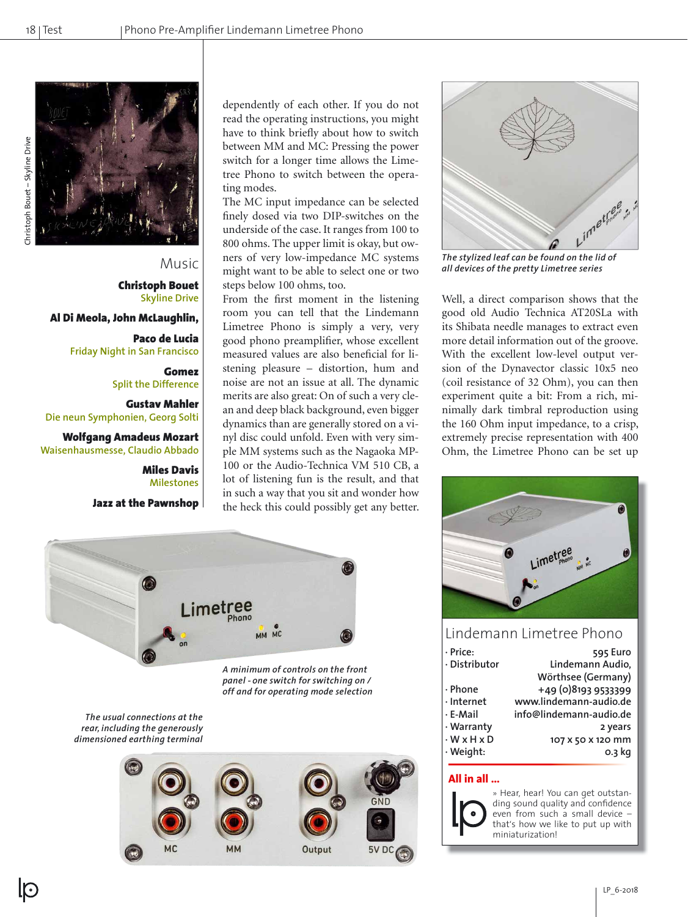## Music

**Christoph Bouet**
Skyline Drive

**Al Di Meola, John McLaughlin,**

**Paco de Lucia**
Friday Night in San Francisco

**Gomez**
Split the Difference

**Gustav Mahler**
Die neun Symphonien, Georg Solti

**Wolfgang Amadeus Mozart**
Waisenhausmesse, Claudio Abbado

**Miles Davis**
Milestones

**Jazz at the Pawnshop**

dependently of each other. If you do not read the operating instructions, you might have to think briefly about how to switch between MM and MC: Pressing the power switch for a longer time allows the Limetree Phono to switch between the operating modes.

The MC input impedance can be selected finely dosed via two DIP-switches on the underside of the case. It ranges from 100 to 800 ohms. The upper limit is okay, but owners of very low-impedance MC systems might want to be able to select one or two steps below 100 ohms, too.

From the first moment in the listening room you can tell that the Lindemann Limetree Phono is simply a very, very good phono preamplifier, whose excellent measured values are also beneficial for listening pleasure – distortion, hum and noise are not an issue at all. The dynamic merits are also great: On of such a very clean and deep black background, even bigger dynamics than are generally stored on a vinyl disc could unfold. Even with very simple MM systems such as the Nagaoka MP-100 or the Audio-Technica VM 510 CB, a lot of listening fun is the result, and that in such a way that you sit and wonder how the heck this could possibly get any better.

*The stylized leaf can be found on the lid of all devices of the pretty Limetree series*

Well, a direct comparison shows that the good old Audio Technica AT20SLa with its Shibata needle manages to extract even more detail information out of the groove. With the excellent low-level output version of the Dynavector classic 10x5 neo (coil resistance of 32 Ohm), you can then experiment quite a bit: From a rich, minimally dark timbral reproduction using the 160 Ohm input impedance, to a crisp, extremely precise representation with 400 Ohm, the Limetree Phono can be set up

*A minimum of controls on the front panel - one switch for switching on / off and for operating mode selection*

*The usual connections at the rear, including the generously dimensioned earthing terminal*

### Lindemann Limetree Phono

| | |
|---|---|
| · Price: | 595 Euro |
| · Distributor | Lindemann Audio, Wörthsee (Germany) |
| · Phone | +49 (0)8193 9533399 |
| · Internet | www.lindemann-audio.de |
| · E-Mail | info@lindemann-audio.de |
| · Warranty | 2 years |
| · W x H x D | 107 x 50 x 120 mm |
| · Weight: | 0.3 kg |

**All in all ...**

» Hear, hear! You can get outstanding sound quality and confidence even from such a small device – that's how we like to put up with miniaturization!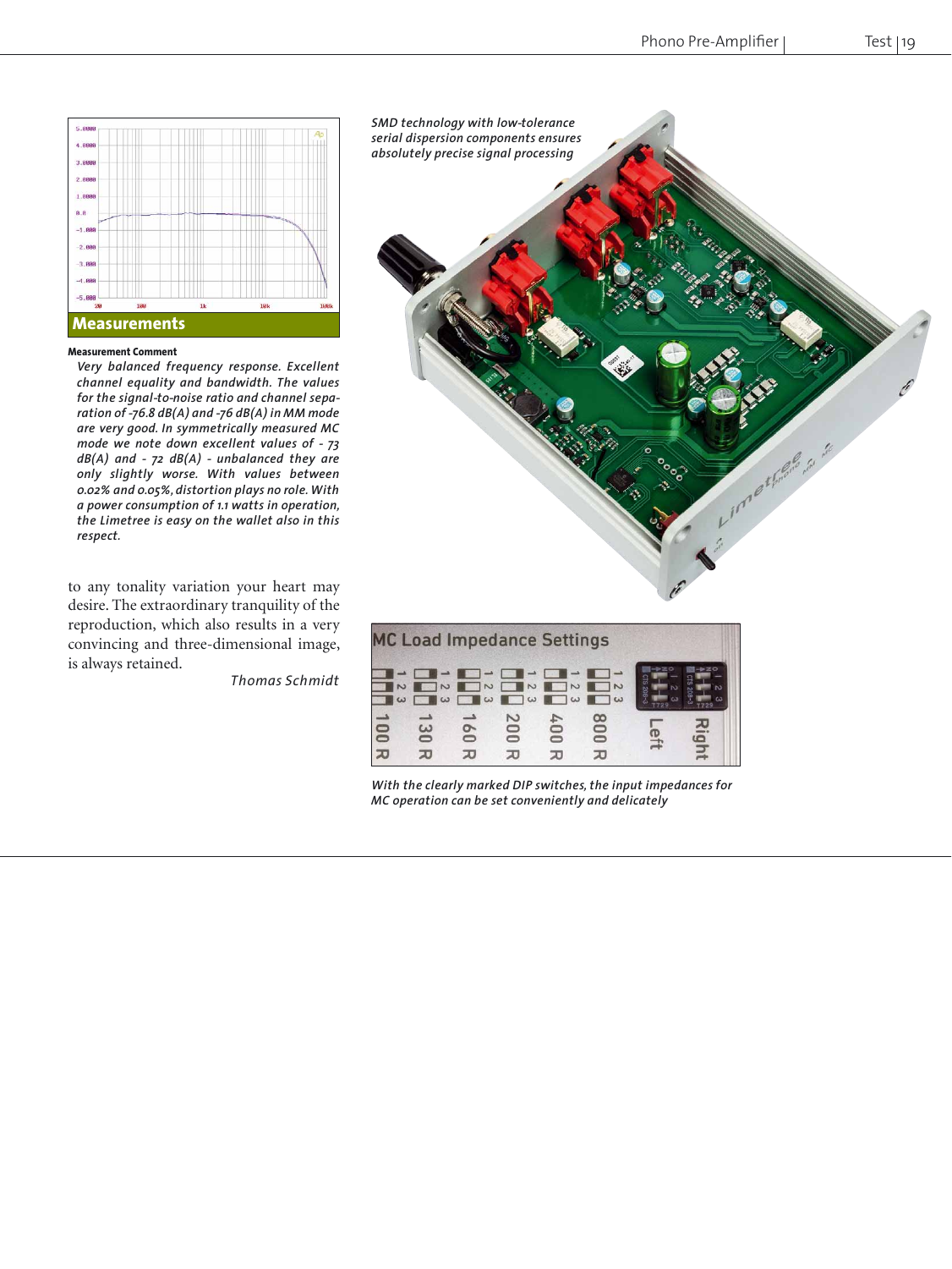5.0000
4.0000
3.0000
2.0000
1.0000
0.0
-1.000
-2.000
-3.000
-4.000
-5.000
20
100
1k
10k
100k
Ap

## Measurements

**Measurement Comment**

*Very balanced frequency response. Excellent channel equality and bandwidth. The values for the signal-to-noise ratio and channel separation of -76.8 dB(A) and -76 dB(A) in MM mode are very good. In symmetrically measured MC mode we note down excellent values of - 73 dB(A) and - 72 dB(A) - unbalanced they are only slightly worse. With values between 0.02% and 0.05%, distortion plays no role. With a power consumption of 1.1 watts in operation, the Limetree is easy on the wallet also in this respect.*

to any tonality variation your heart may desire. The extraordinary tranquility of the reproduction, which also results in a very convincing and three-dimensional image, is always retained.

*Thomas Schmidt*

*SMD technology with low-tolerance serial dispersion components ensures absolutely precise signal processing*

MC Load Impedance Settings

100 R
130 R
160 R
200 R
400 R
800 R
Left
Right

*With the clearly marked DIP switches, the input impedances for MC operation can be set conveniently and delicately*